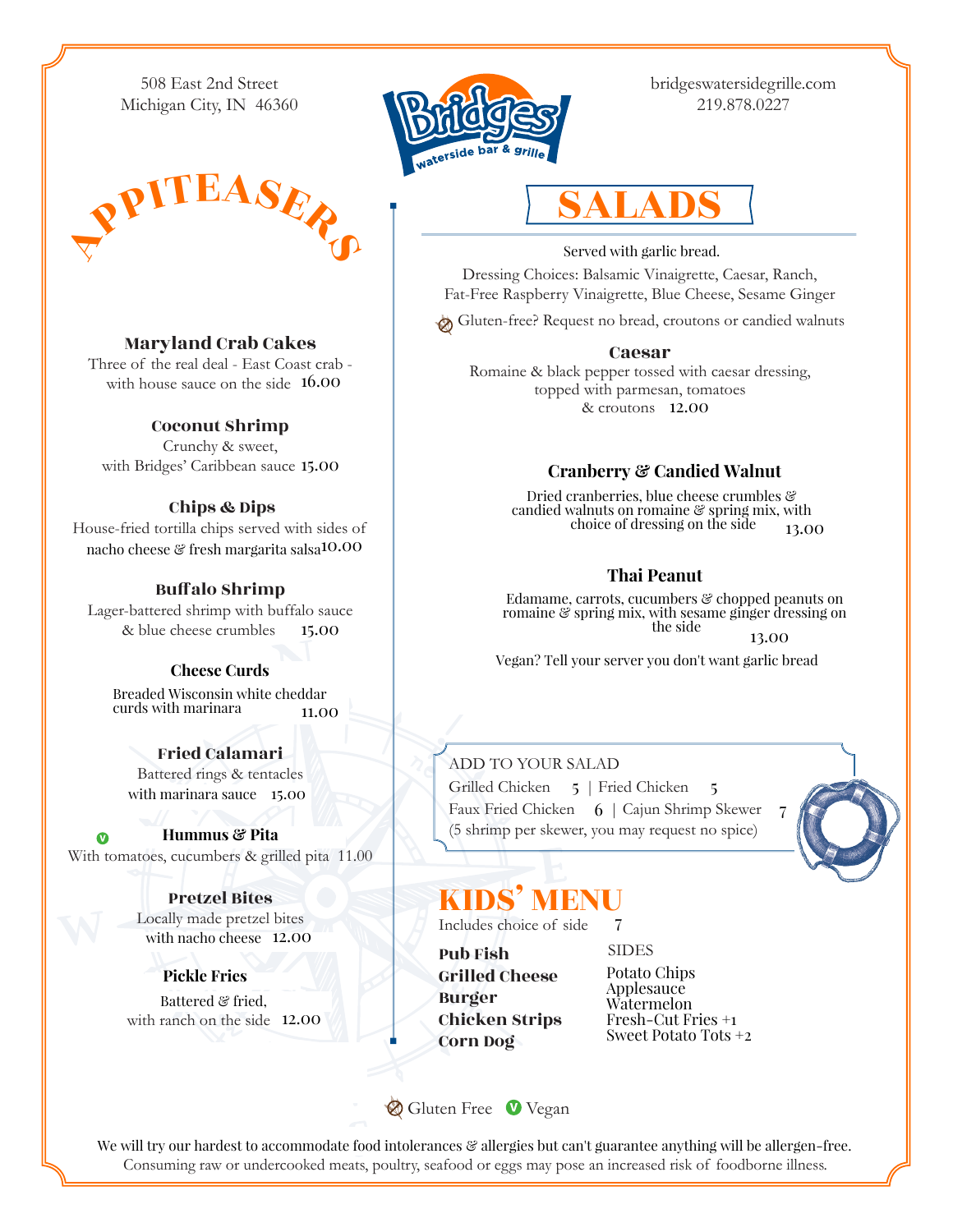508 East 2nd Street
Michigan City, IN 46360

bridgeswatersidegrille.com
219.878.0227

# Bridges waterside bar & grille

## APPITEASERS

**Maryland Crab Cakes**
Three of the real deal - East Coast crab - with house sauce on the side 16.00

**Coconut Shrimp**
Crunchy & sweet, with Bridges' Caribbean sauce 15.00

**Chips & Dips**
House-fried tortilla chips served with sides of nacho cheese & fresh margarita salsa 10.00

**Buffalo Shrimp**
Lager-battered shrimp with buffalo sauce & blue cheese crumbles 15.00

**Cheese Curds**
Breaded Wisconsin white cheddar curds with marinara 11.00

**Fried Calamari**
Battered rings & tentacles with marinara sauce 15.00

**Hummus & Pita** (V)
With tomatoes, cucumbers & grilled pita 11.00

**Pretzel Bites**
Locally made pretzel bites with nacho cheese 12.00

**Pickle Fries**
Battered & fried, with ranch on the side 12.00

## SALADS

Served with garlic bread.

Dressing Choices: Balsamic Vinaigrette, Caesar, Ranch, Fat-Free Raspberry Vinaigrette, Blue Cheese, Sesame Ginger

(GF) Gluten-free? Request no bread, croutons or candied walnuts

**Caesar**
Romaine & black pepper tossed with caesar dressing, topped with parmesan, tomatoes & croutons 12.00

**Cranberry & Candied Walnut**
Dried cranberries, blue cheese crumbles & candied walnuts on romaine & spring mix, with choice of dressing on the side 13.00

**Thai Peanut**
Edamame, carrots, cucumbers & chopped peanuts on romaine & spring mix, with sesame ginger dressing on the side 13.00

Vegan? Tell your server you don't want garlic bread

ADD TO YOUR SALAD
Grilled Chicken 5 | Fried Chicken 5
Faux Fried Chicken 6 | Cajun Shrimp Skewer 7
(5 shrimp per skewer, you may request no spice)

## KIDS' MENU

Includes choice of side 7

**Pub Fish**
**Grilled Cheese**
**Burger**
**Chicken Strips**
**Corn Dog**

SIDES
Potato Chips
Applesauce
Watermelon
Fresh-Cut Fries +1
Sweet Potato Tots +2

(GF) Gluten Free (V) Vegan

We will try our hardest to accommodate food intolerances & allergies but can't guarantee anything will be allergen-free.
Consuming raw or undercooked meats, poultry, seafood or eggs may pose an increased risk of foodborne illness.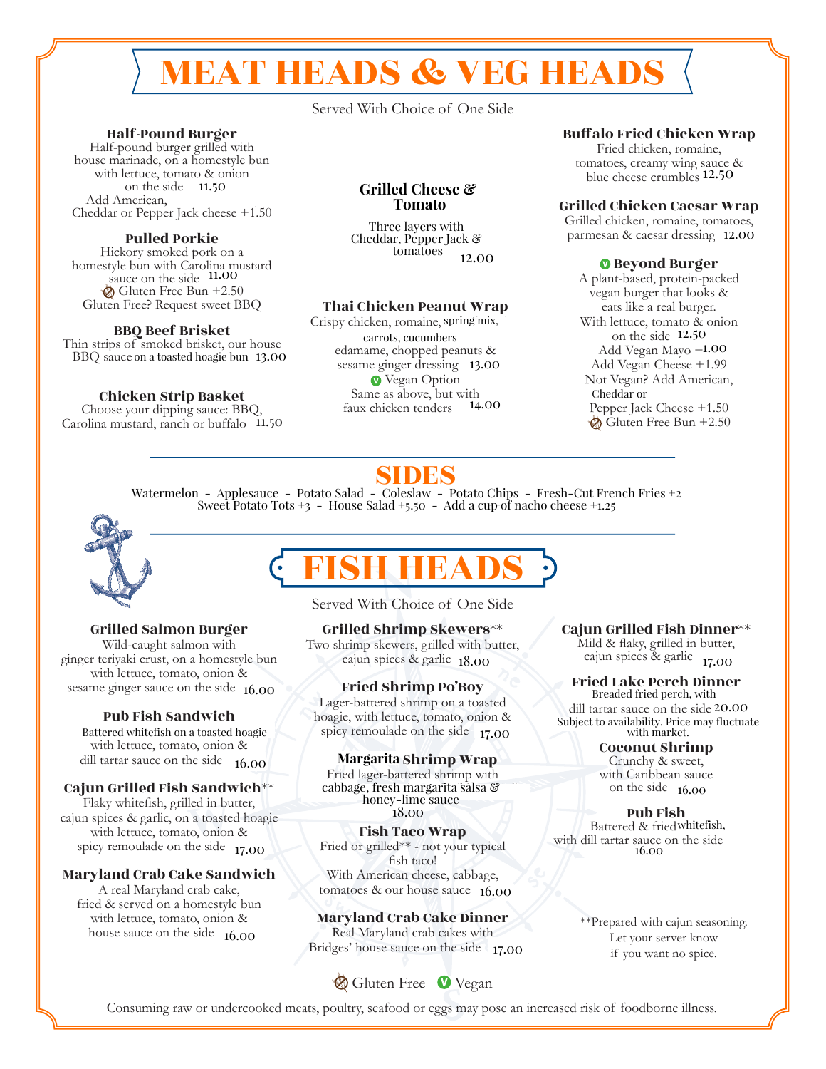# MEAT HEADS & VEG HEADS

Served With Choice of One Side

### Half-Pound Burger

Half-pound burger grilled with house marinade, on a homestyle bun with lettuce, tomato & onion on the side 11.50

Add American, Cheddar or Pepper Jack cheese +1.50

### Pulled Porkie

Hickory smoked pork on a homestyle bun with Carolina mustard sauce on the side 11.00

Gluten Free Bun +2.50

Gluten Free? Request sweet BBQ

### BBQ Beef Brisket

Thin strips of smoked brisket, our house BBQ sauce on a toasted hoagie bun 13.00

### Chicken Strip Basket

Choose your dipping sauce: BBQ, Carolina mustard, ranch or buffalo 11.50

### Grilled Cheese & Tomato

Three layers with Cheddar, Pepper Jack & tomatoes 12.00

### Thai Chicken Peanut Wrap

Crispy chicken, romaine, spring mix, carrots, cucumbers edamame, chopped peanuts & sesame ginger dressing 13.00

Vegan Option

Same as above, but with faux chicken tenders 14.00

### Buffalo Fried Chicken Wrap

Fried chicken, romaine, tomatoes, creamy wing sauce & blue cheese crumbles 12.50

### Grilled Chicken Caesar Wrap

Grilled chicken, romaine, tomatoes, parmesan & caesar dressing 12.00

### Beyond Burger (V)

A plant-based, protein-packed vegan burger that looks & eats like a real burger.

With lettuce, tomato & onion on the side 12.50

Add Vegan Mayo +1.00

Add Vegan Cheese +1.99

Not Vegan? Add American, Cheddar or Pepper Jack Cheese +1.50

Gluten Free Bun +2.50

# SIDES

Watermelon - Applesauce - Potato Salad - Coleslaw - Potato Chips - Fresh-Cut French Fries +2

Sweet Potato Tots +3 - House Salad +5.50 - Add a cup of nacho cheese +1.25

# FISH HEADS

Served With Choice of One Side

### Grilled Salmon Burger

Wild-caught salmon with ginger teriyaki crust, on a homestyle bun with lettuce, tomato, onion & sesame ginger sauce on the side 16.00

### Pub Fish Sandwich

Battered whitefish on a toasted hoagie with lettuce, tomato, onion & dill tartar sauce on the side 16.00

### Cajun Grilled Fish Sandwich**

Flaky whitefish, grilled in butter, cajun spices & garlic, on a toasted hoagie with lettuce, tomato, onion & spicy remoulade on the side 17.00

### Maryland Crab Cake Sandwich

A real Maryland crab cake, fried & served on a homestyle bun with lettuce, tomato, onion & house sauce on the side 16.00

### Grilled Shrimp Skewers**

Two shrimp skewers, grilled with butter, cajun spices & garlic 18.00

### Fried Shrimp Po'Boy

Lager-battered shrimp on a toasted hoagie, with lettuce, tomato, onion & spicy remoulade on the side 17.00

### Margarita Shrimp Wrap

Fried lager-battered shrimp with cabbage, fresh margarita salsa & honey-lime sauce 18.00

### Fish Taco Wrap

Fried or grilled** - not your typical fish taco!

With American cheese, cabbage, tomatoes & our house sauce 16.00

### Maryland Crab Cake Dinner

Real Maryland crab cakes with Bridges' house sauce on the side 17.00

### Cajun Grilled Fish Dinner**

Mild & flaky, grilled in butter, cajun spices & garlic 17.00

### Fried Lake Perch Dinner

Breaded fried perch, with dill tartar sauce on the side 20.00

Subject to availability. Price may fluctuate with market.

### Coconut Shrimp

Crunchy & sweet, with Caribbean sauce on the side 16.00

### Pub Fish

Battered & fried whitefish, with dill tartar sauce on the side 16.00

**Prepared with cajun seasoning. Let your server know if you want no spice.

Gluten Free (V) Vegan

Consuming raw or undercooked meats, poultry, seafood or eggs may pose an increased risk of foodborne illness.